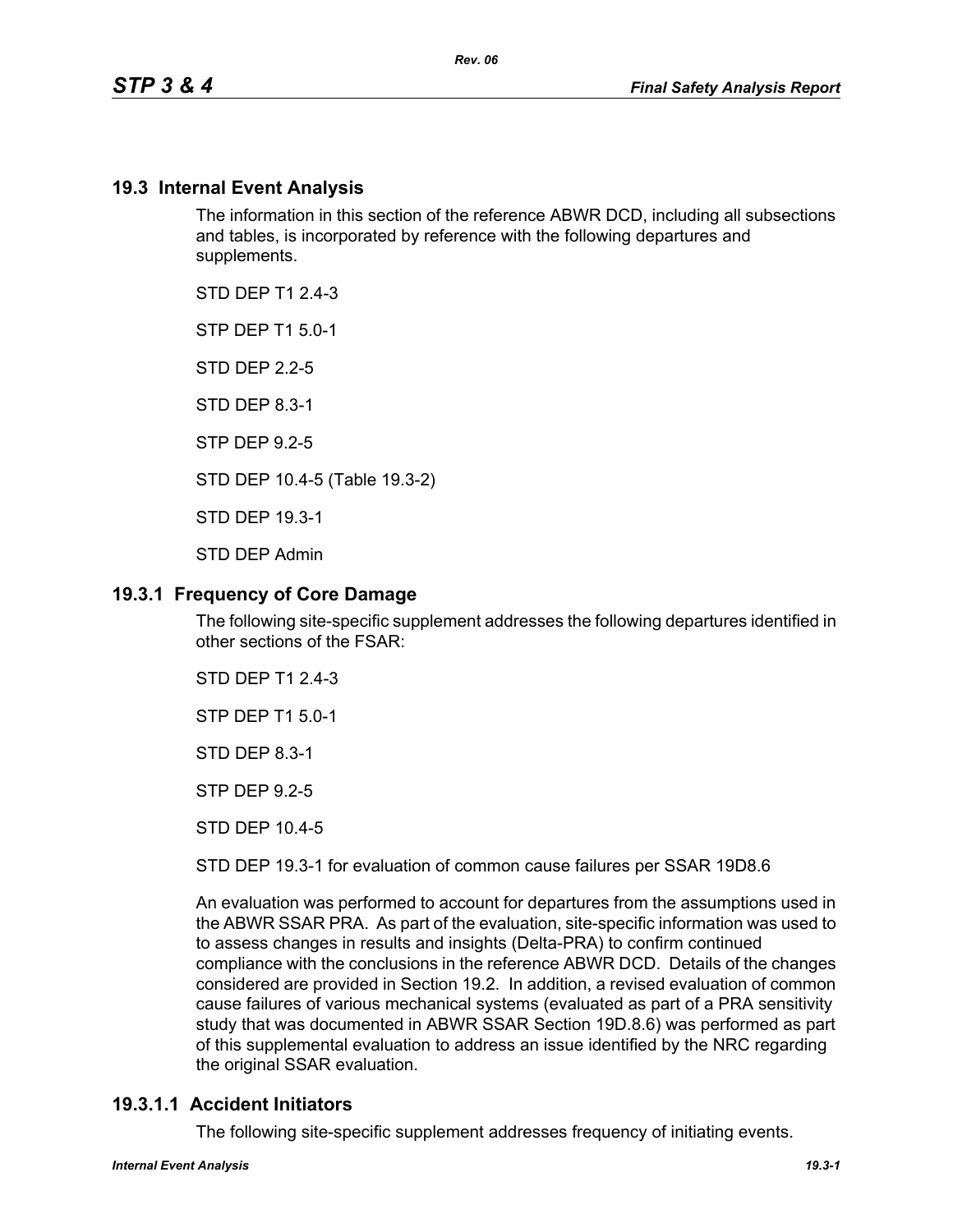## 19.3 Internal Event Analysis

The information in this section of the reference ABWR DCD, including all subsections and tables, is incorporated by reference with the following departures and supplements.

STD DEP T1 2.4-3

STP DEP T1 5.0-1

STD DEP 2.2-5

STD DEP 8.3-1

STP DEP 9.2-5

STD DEP 10.4-5 (Table 19.3-2)

STD DEP 19.3-1

STD DEP Admin

## 19.3.1 Frequency of Core Damage

The following site-specific supplement addresses the following departures identified in other sections of the FSAR:

STD DEP T1 2.4-3

STP DEP T1 5.0-1

STD DEP 8.3-1

STP DEP 9.2-5

STD DEP 10.4-5

STD DEP 19.3-1 for evaluation of common cause failures per SSAR 19D8.6

An evaluation was performed to account for departures from the assumptions used in the ABWR SSAR PRA. As part of the evaluation, site-specific information was used to to assess changes in results and insights (Delta-PRA) to confirm continued compliance with the conclusions in the reference ABWR DCD. Details of the changes considered are provided in Section 19.2. In addition, a revised evaluation of common cause failures of various mechanical systems (evaluated as part of a PRA sensitivity study that was documented in ABWR SSAR Section 19D.8.6) was performed as part of this supplemental evaluation to address an issue identified by the NRC regarding the original SSAR evaluation.

### 19.3.1.1 Accident Initiators

The following site-specific supplement addresses frequency of initiating events.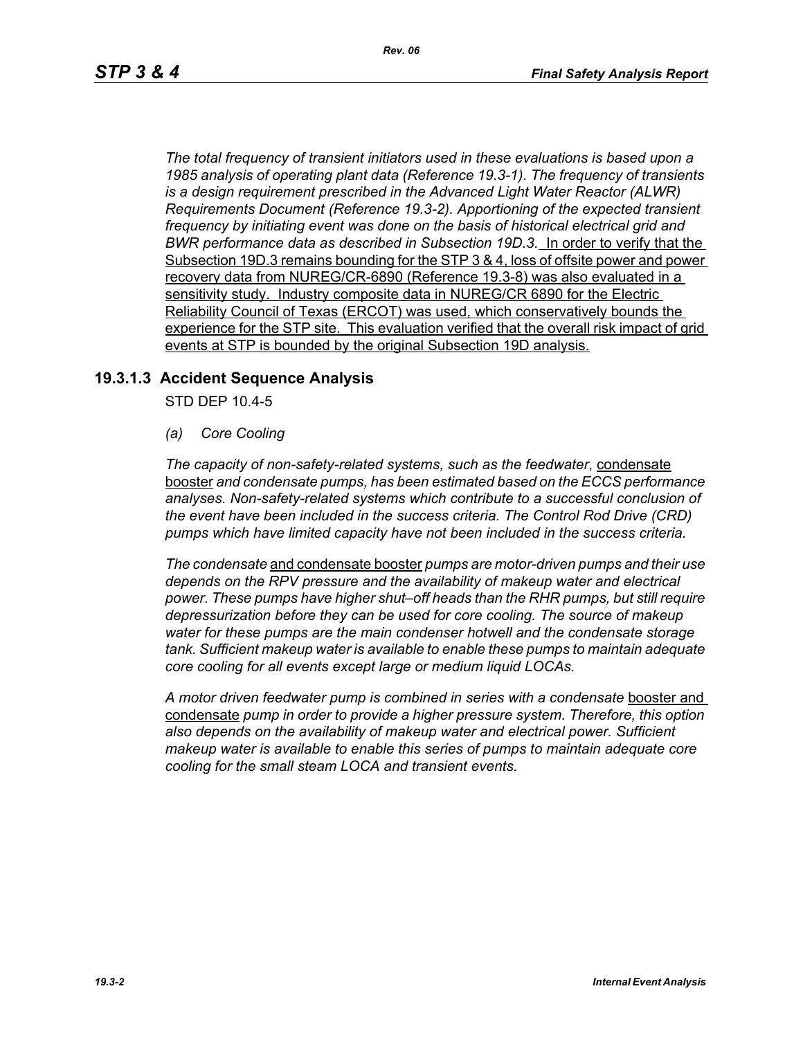*The total frequency of transient initiators used in these evaluations is based upon a 1985 analysis of operating plant data (Reference 19.3-1). The frequency of transients is a design requirement prescribed in the Advanced Light Water Reactor (ALWR) Requirements Document (Reference 19.3-2). Apportioning of the expected transient frequency by initiating event was done on the basis of historical electrical grid and BWR performance data as described in Subsection 19D.3.* In order to verify that the Subsection 19D.3 remains bounding for the STP 3 & 4, loss of offsite power and power recovery data from NUREG/CR-6890 (Reference 19.3-8) was also evaluated in a sensitivity study. Industry composite data in NUREG/CR 6890 for the Electric Reliability Council of Texas (ERCOT) was used, which conservatively bounds the experience for the STP site. This evaluation verified that the overall risk impact of grid events at STP is bounded by the original Subsection 19D analysis.

### 19.3.1.3 Accident Sequence Analysis

STD DEP 10.4-5

*(a) Core Cooling*

*The capacity of non-safety-related systems, such as the feedwater*, condensate booster *and condensate pumps, has been estimated based on the ECCS performance analyses. Non-safety-related systems which contribute to a successful conclusion of the event have been included in the success criteria. The Control Rod Drive (CRD) pumps which have limited capacity have not been included in the success criteria.*

*The condensate* and condensate booster *pumps are motor-driven pumps and their use depends on the RPV pressure and the availability of makeup water and electrical power. These pumps have higher shut–off heads than the RHR pumps, but still require depressurization before they can be used for core cooling. The source of makeup water for these pumps are the main condenser hotwell and the condensate storage tank. Sufficient makeup water is available to enable these pumps to maintain adequate core cooling for all events except large or medium liquid LOCAs.*

*A motor driven feedwater pump is combined in series with a condensate* booster and condensate *pump in order to provide a higher pressure system. Therefore, this option also depends on the availability of makeup water and electrical power. Sufficient makeup water is available to enable this series of pumps to maintain adequate core cooling for the small steam LOCA and transient events.*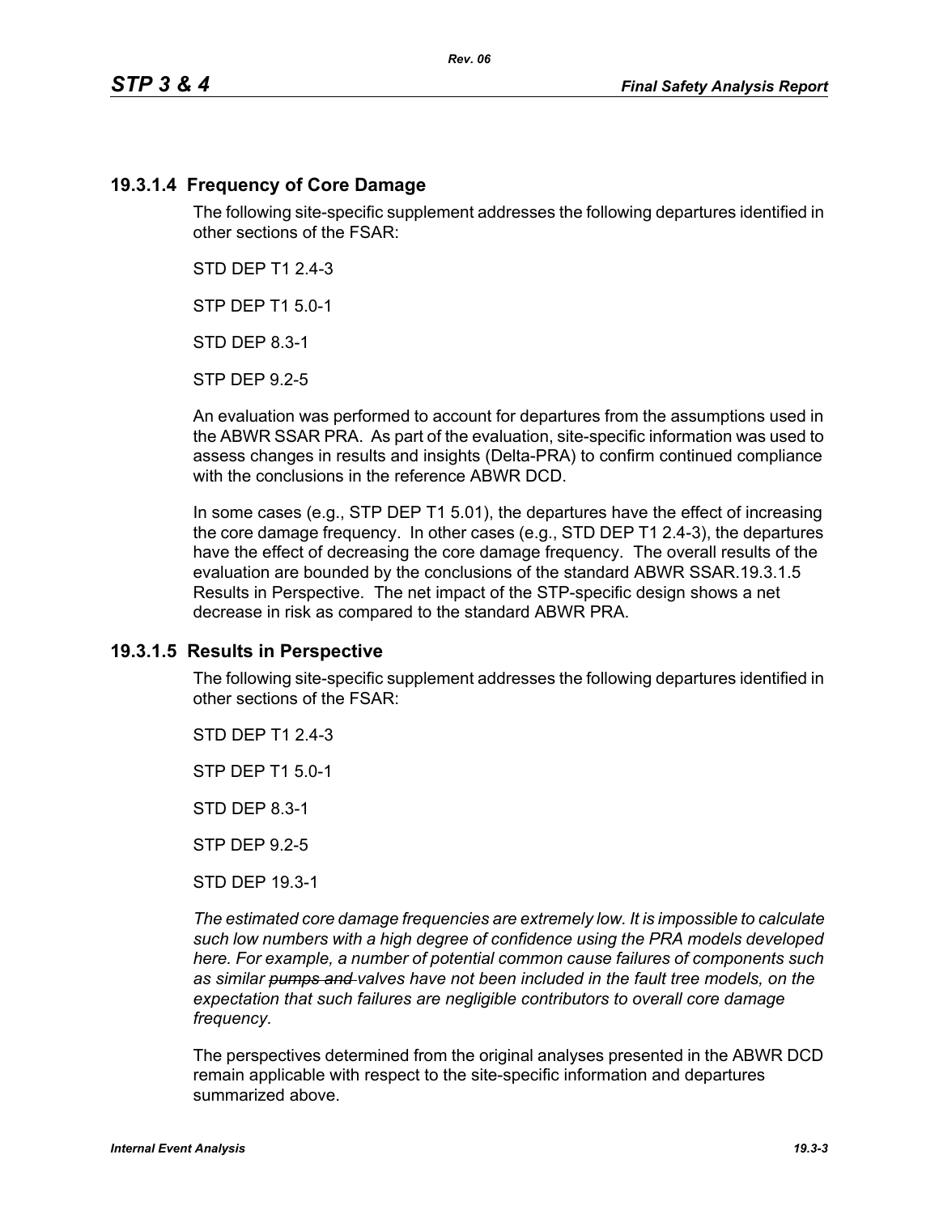### 19.3.1.4 Frequency of Core Damage

The following site-specific supplement addresses the following departures identified in other sections of the FSAR:

STD DEP T1 2.4-3

STP DEP T1 5.0-1

STD DEP 8.3-1

STP DEP 9.2-5

An evaluation was performed to account for departures from the assumptions used in the ABWR SSAR PRA. As part of the evaluation, site-specific information was used to assess changes in results and insights (Delta-PRA) to confirm continued compliance with the conclusions in the reference ABWR DCD.

In some cases (e.g., STP DEP T1 5.01), the departures have the effect of increasing the core damage frequency. In other cases (e.g., STD DEP T1 2.4-3), the departures have the effect of decreasing the core damage frequency. The overall results of the evaluation are bounded by the conclusions of the standard ABWR SSAR.19.3.1.5 Results in Perspective. The net impact of the STP-specific design shows a net decrease in risk as compared to the standard ABWR PRA.

### 19.3.1.5 Results in Perspective

The following site-specific supplement addresses the following departures identified in other sections of the FSAR:

STD DEP T1 2.4-3

STP DEP T1 5.0-1

STD DEP 8.3-1

STP DEP 9.2-5

STD DEP 19.3-1

*The estimated core damage frequencies are extremely low. It is impossible to calculate such low numbers with a high degree of confidence using the PRA models developed here. For example, a number of potential common cause failures of components such as similar ~~pumps and~~ valves have not been included in the fault tree models, on the expectation that such failures are negligible contributors to overall core damage frequency.*

The perspectives determined from the original analyses presented in the ABWR DCD remain applicable with respect to the site-specific information and departures summarized above.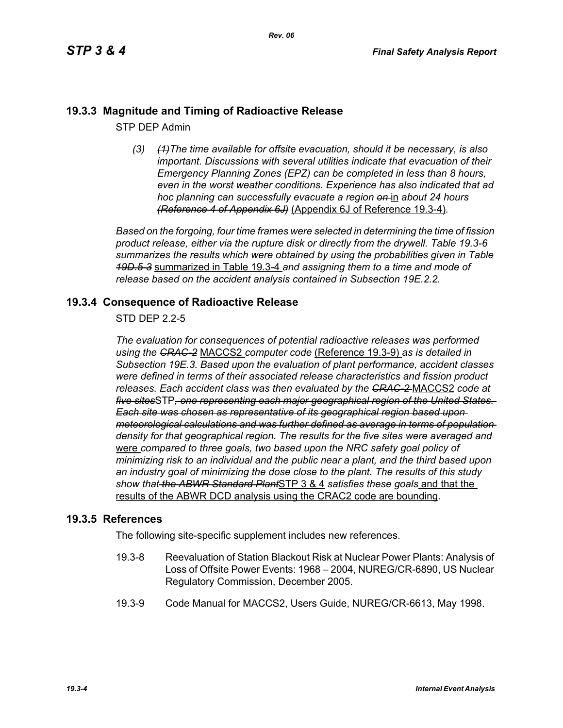## 19.3.3 Magnitude and Timing of Radioactive Release

STP DEP Admin

*(3)* ~~*(1)*~~*The time available for offsite evacuation, should it be necessary, is also important. Discussions with several utilities indicate that evacuation of their Emergency Planning Zones (EPZ) can be completed in less than 8 hours, even in the worst weather conditions. Experience has also indicated that ad hoc planning can successfully evacuate a region* ~~*on*~~ <u>in</u> *about 24 hours* ~~*(Reference 4 of Appendix 6J)*~~ <u>(Appendix 6J of Reference 19.3-4)</u>*.*

*Based on the forgoing, four time frames were selected in determining the time of fission product release, either via the rupture disk or directly from the drywell. Table 19.3-6 summarizes the results which were obtained by using the probabilities* ~~*given in Table 19D.5-3*~~ <u>summarized in Table 19.3-4</u> *and assigning them to a time and mode of release based on the accident analysis contained in Subsection 19E.2.2.*

## 19.3.4 Consequence of Radioactive Release

STD DEP 2.2-5

*The evaluation for consequences of potential radioactive releases was performed using the* ~~*CRAC-2*~~ <u>MACCS2</u> *computer code* <u>(Reference 19.3-9)</u> *as is detailed in Subsection 19E.3. Based upon the evaluation of plant performance, accident classes were defined in terms of their associated release characteristics and fission product releases. Each accident class was then evaluated by the* ~~*CRAC-2*~~ <u>MACCS2</u> *code at* ~~*five sites*~~<u>STP</u>~~*, one representing each major geographical region of the United States. Each site was chosen as representative of its geographical region based upon meteorological calculations and was further defined as average in terms of population density for that geographical region.*~~ *The results* ~~*for the five sites were averaged and*~~ <u>were</u> *compared to three goals, two based upon the NRC safety goal policy of minimizing risk to an individual and the public near a plant, and the third based upon an industry goal of minimizing the dose close to the plant. The results of this study show that* ~~*the ABWR Standard Plant*~~<u>STP 3 & 4</u> *satisfies these goals* <u>and that the results of the ABWR DCD analysis using the CRAC2 code are bounding</u>.

## 19.3.5 References

The following site-specific supplement includes new references.

19.3-8 Reevaluation of Station Blackout Risk at Nuclear Power Plants: Analysis of Loss of Offsite Power Events: 1968 – 2004, NUREG/CR-6890, US Nuclear Regulatory Commission, December 2005.

19.3-9 Code Manual for MACCS2, Users Guide, NUREG/CR-6613, May 1998.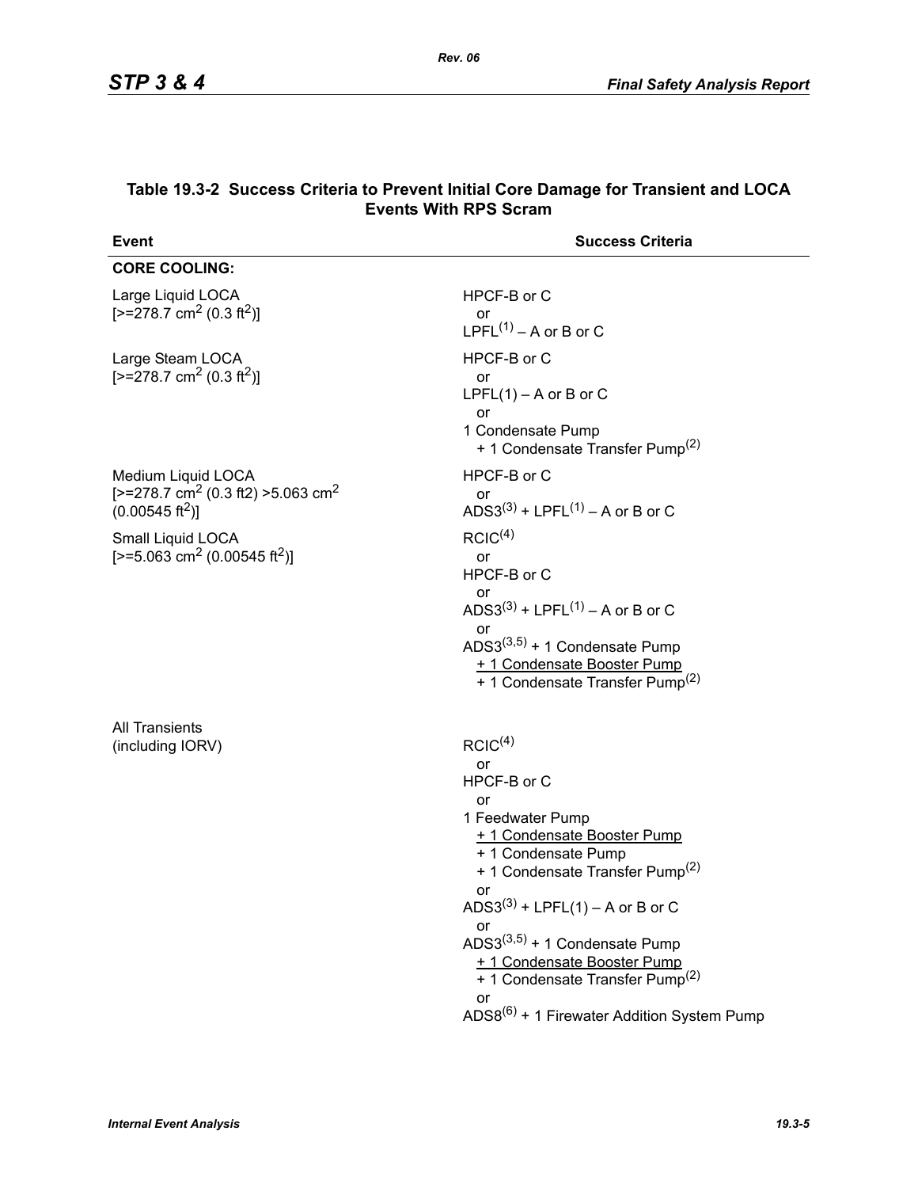### Table 19.3-2 Success Criteria to Prevent Initial Core Damage for Transient and LOCA Events With RPS Scram

| Event | Success Criteria |
|---|---|
| **CORE COOLING:** | |
| Large Liquid LOCA [>=278.7 $cm^2$ (0.3 $ft^2$)] | HPCF-B or C<br>or<br>LPFL[(1)] – A or B or C |
| Large Steam LOCA [>=278.7 $cm^2$ (0.3 $ft^2$)] | HPCF-B or C<br>or<br>LPFL(1) – A or B or C<br>or<br>1 Condensate Pump<br>+ 1 Condensate Transfer Pump[(2)] |
| Medium Liquid LOCA [>=278.7 $cm^2$ (0.3 ft2) >5.063 $cm^2$ (0.00545 $ft^2$)] | HPCF-B or C<br>or<br>ADS3[(3)] + LPFL[(1)] – A or B or C |
| Small Liquid LOCA [>=5.063 $cm^2$ (0.00545 $ft^2$)] | RCIC[(4)]<br>or<br>HPCF-B or C<br>or<br>ADS3[(3)] + LPFL[(1)] – A or B or C<br>or<br>ADS3[(3,5)] + 1 Condensate Pump<br>+ 1 Condensate Booster Pump<br>+ 1 Condensate Transfer Pump[(2)] |
| All Transients (including IORV) | RCIC[(4)]<br>or<br>HPCF-B or C<br>or<br>1 Feedwater Pump<br>+ 1 Condensate Booster Pump<br>+ 1 Condensate Pump<br>+ 1 Condensate Transfer Pump[(2)]<br>or<br>ADS3[(3)] + LPFL(1) – A or B or C<br>or<br>ADS3[(3,5)] + 1 Condensate Pump<br>+ 1 Condensate Booster Pump<br>+ 1 Condensate Transfer Pump[(2)]<br>or<br>ADS8[(6)] + 1 Firewater Addition System Pump |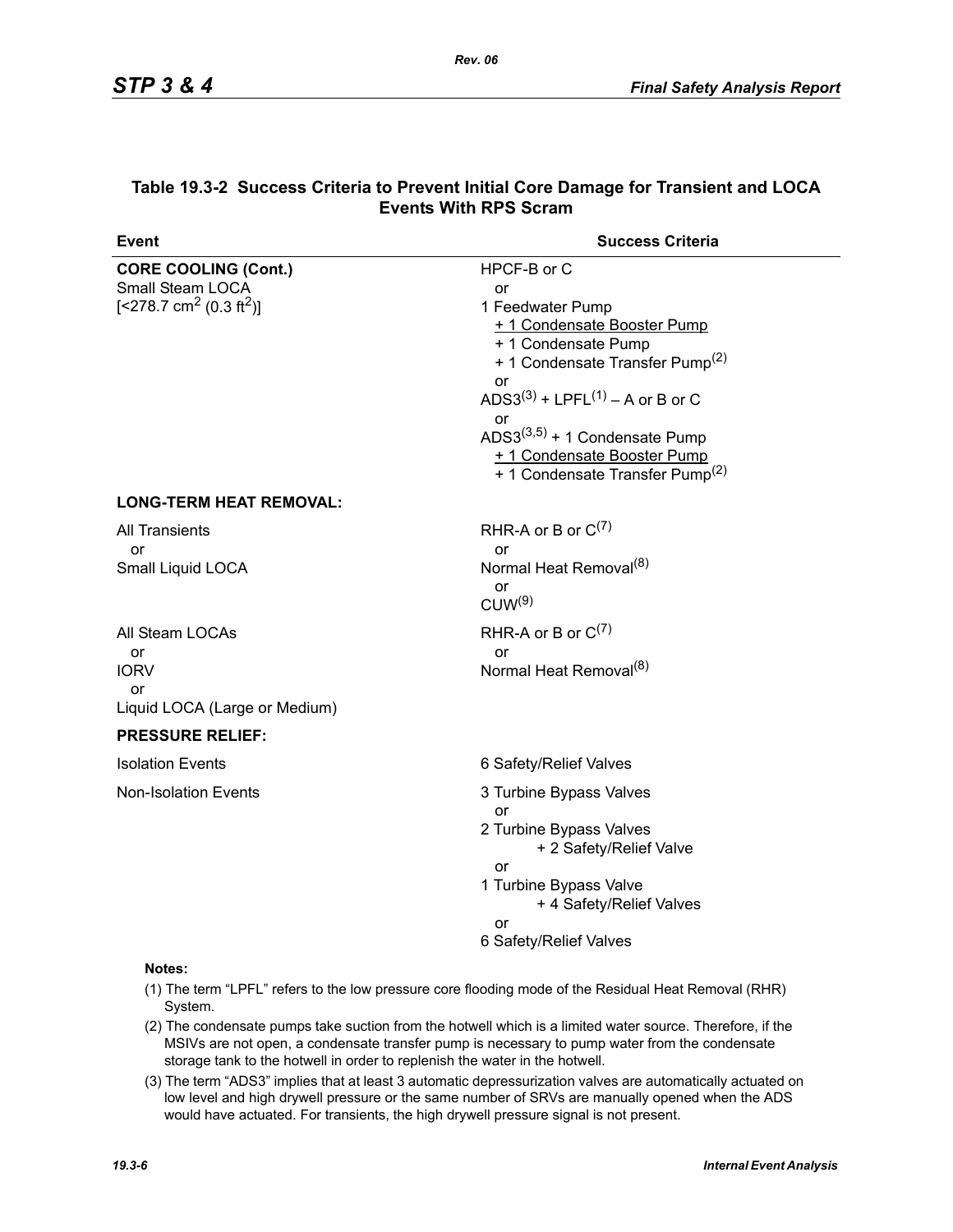## Table 19.3-2 Success Criteria to Prevent Initial Core Damage for Transient and LOCA Events With RPS Scram

| Event | Success Criteria |
|---|---|
| **CORE COOLING (Cont.)**<br>Small Steam LOCA<br>[<278.7 $cm^2$ (0.3 $ft^2$)] | HPCF-B or C<br>or<br>1 Feedwater Pump<br>+ 1 Condensate Booster Pump<br>+ 1 Condensate Pump<br>+ 1 Condensate Transfer Pump(2)<br>or<br>ADS3(3) + LPFL(1) – A or B or C<br>or<br>ADS3(3,5) + 1 Condensate Pump<br>+ 1 Condensate Booster Pump<br>+ 1 Condensate Transfer Pump(2) |
| **LONG-TERM HEAT REMOVAL:** | |
| All Transients<br>or<br>Small Liquid LOCA | RHR-A or B or C(7)<br>or<br>Normal Heat Removal(8)<br>or<br>CUW(9) |
| All Steam LOCAs<br>or<br>IORV<br>or<br>Liquid LOCA (Large or Medium) | RHR-A or B or C(7)<br>or<br>Normal Heat Removal(8) |
| **PRESSURE RELIEF:** | |
| Isolation Events | 6 Safety/Relief Valves |
| Non-Isolation Events | 3 Turbine Bypass Valves<br>or<br>2 Turbine Bypass Valves<br>+ 2 Safety/Relief Valve<br>or<br>1 Turbine Bypass Valve<br>+ 4 Safety/Relief Valves<br>or<br>6 Safety/Relief Valves |

**Notes:**

(1) The term "LPFL" refers to the low pressure core flooding mode of the Residual Heat Removal (RHR) System.

(2) The condensate pumps take suction from the hotwell which is a limited water source. Therefore, if the MSIVs are not open, a condensate transfer pump is necessary to pump water from the condensate storage tank to the hotwell in order to replenish the water in the hotwell.

(3) The term "ADS3" implies that at least 3 automatic depressurization valves are automatically actuated on low level and high drywell pressure or the same number of SRVs are manually opened when the ADS would have actuated. For transients, the high drywell pressure signal is not present.